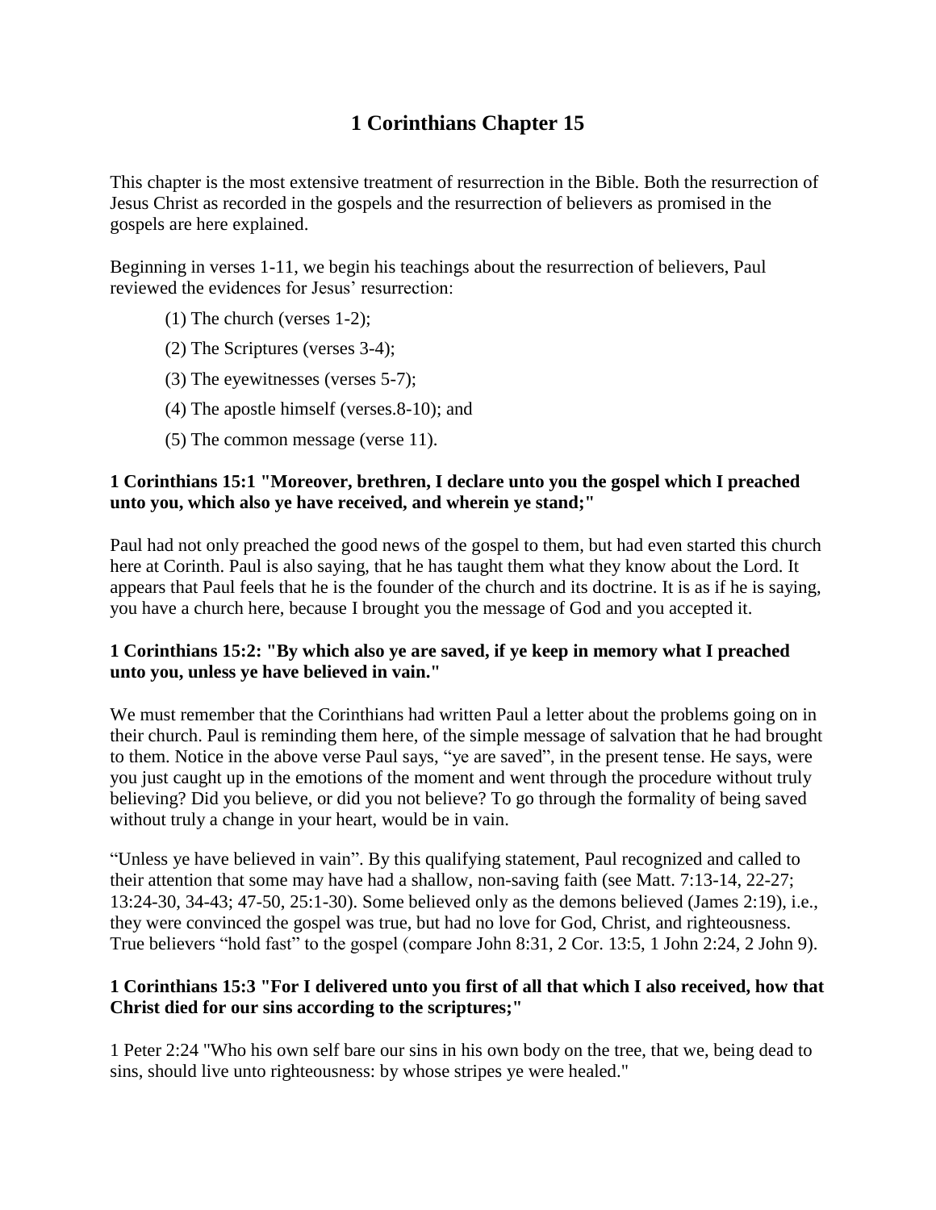# 1 Corinthians Chapter 15

This chapter is the most extensive treatment of resurrection in the Bible. Both the resurrection of Jesus Christ as recorded in the gospels and the resurrection of believers as promised in the gospels are here explained.

Beginning in verses 1-11, we begin his teachings about the resurrection of believers, Paul reviewed the evidences for Jesus' resurrection:

(1) The church (verses 1-2);

(2) The Scriptures (verses 3-4);

(3) The eyewitnesses (verses 5-7);

(4) The apostle himself (verses.8-10); and

(5) The common message (verse 11).

**1 Corinthians 15:1 "Moreover, brethren, I declare unto you the gospel which I preached unto you, which also ye have received, and wherein ye stand;"**

Paul had not only preached the good news of the gospel to them, but had even started this church here at Corinth. Paul is also saying, that he has taught them what they know about the Lord. It appears that Paul feels that he is the founder of the church and its doctrine. It is as if he is saying, you have a church here, because I brought you the message of God and you accepted it.

**1 Corinthians 15:2: "By which also ye are saved, if ye keep in memory what I preached unto you, unless ye have believed in vain."**

We must remember that the Corinthians had written Paul a letter about the problems going on in their church. Paul is reminding them here, of the simple message of salvation that he had brought to them. Notice in the above verse Paul says, "ye are saved", in the present tense. He says, were you just caught up in the emotions of the moment and went through the procedure without truly believing? Did you believe, or did you not believe? To go through the formality of being saved without truly a change in your heart, would be in vain.

"Unless ye have believed in vain". By this qualifying statement, Paul recognized and called to their attention that some may have had a shallow, non-saving faith (see Matt. 7:13-14, 22-27; 13:24-30, 34-43; 47-50, 25:1-30). Some believed only as the demons believed (James 2:19), i.e., they were convinced the gospel was true, but had no love for God, Christ, and righteousness. True believers "hold fast" to the gospel (compare John 8:31, 2 Cor. 13:5, 1 John 2:24, 2 John 9).

**1 Corinthians 15:3 "For I delivered unto you first of all that which I also received, how that Christ died for our sins according to the scriptures;"**

1 Peter 2:24 "Who his own self bare our sins in his own body on the tree, that we, being dead to sins, should live unto righteousness: by whose stripes ye were healed."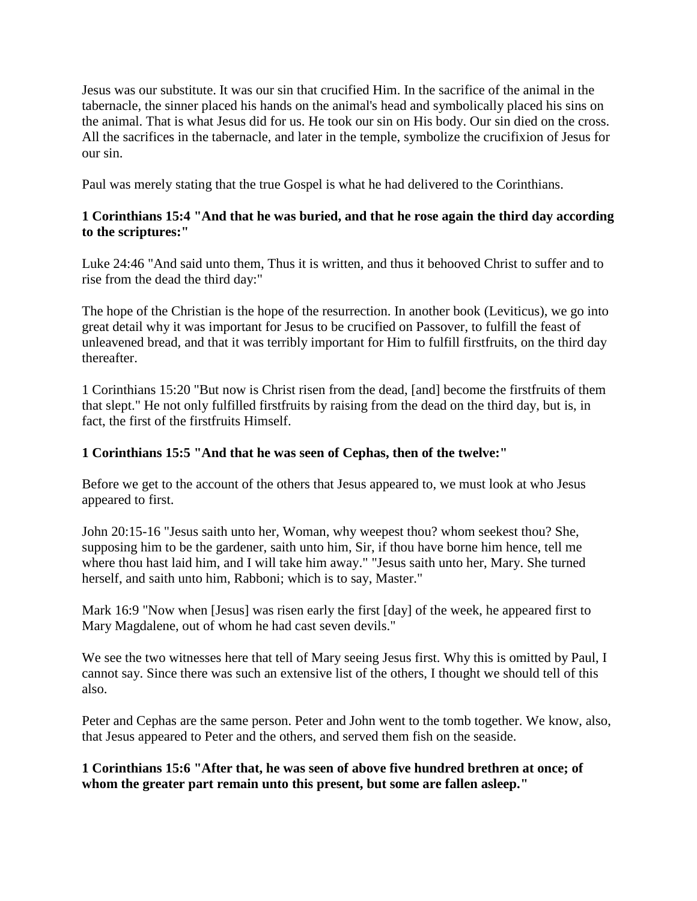Jesus was our substitute. It was our sin that crucified Him. In the sacrifice of the animal in the tabernacle, the sinner placed his hands on the animal's head and symbolically placed his sins on the animal. That is what Jesus did for us. He took our sin on His body. Our sin died on the cross. All the sacrifices in the tabernacle, and later in the temple, symbolize the crucifixion of Jesus for our sin.

Paul was merely stating that the true Gospel is what he had delivered to the Corinthians.

**1 Corinthians 15:4 "And that he was buried, and that he rose again the third day according to the scriptures:"**

Luke 24:46 "And said unto them, Thus it is written, and thus it behooved Christ to suffer and to rise from the dead the third day:"

The hope of the Christian is the hope of the resurrection. In another book (Leviticus), we go into great detail why it was important for Jesus to be crucified on Passover, to fulfill the feast of unleavened bread, and that it was terribly important for Him to fulfill firstfruits, on the third day thereafter.

1 Corinthians 15:20 "But now is Christ risen from the dead, [and] become the firstfruits of them that slept." He not only fulfilled firstfruits by raising from the dead on the third day, but is, in fact, the first of the firstfruits Himself.

**1 Corinthians 15:5 "And that he was seen of Cephas, then of the twelve:"**

Before we get to the account of the others that Jesus appeared to, we must look at who Jesus appeared to first.

John 20:15-16 "Jesus saith unto her, Woman, why weepest thou? whom seekest thou? She, supposing him to be the gardener, saith unto him, Sir, if thou have borne him hence, tell me where thou hast laid him, and I will take him away." "Jesus saith unto her, Mary. She turned herself, and saith unto him, Rabboni; which is to say, Master."

Mark 16:9 "Now when [Jesus] was risen early the first [day] of the week, he appeared first to Mary Magdalene, out of whom he had cast seven devils."

We see the two witnesses here that tell of Mary seeing Jesus first. Why this is omitted by Paul, I cannot say. Since there was such an extensive list of the others, I thought we should tell of this also.

Peter and Cephas are the same person. Peter and John went to the tomb together. We know, also, that Jesus appeared to Peter and the others, and served them fish on the seaside.

**1 Corinthians 15:6 "After that, he was seen of above five hundred brethren at once; of whom the greater part remain unto this present, but some are fallen asleep."**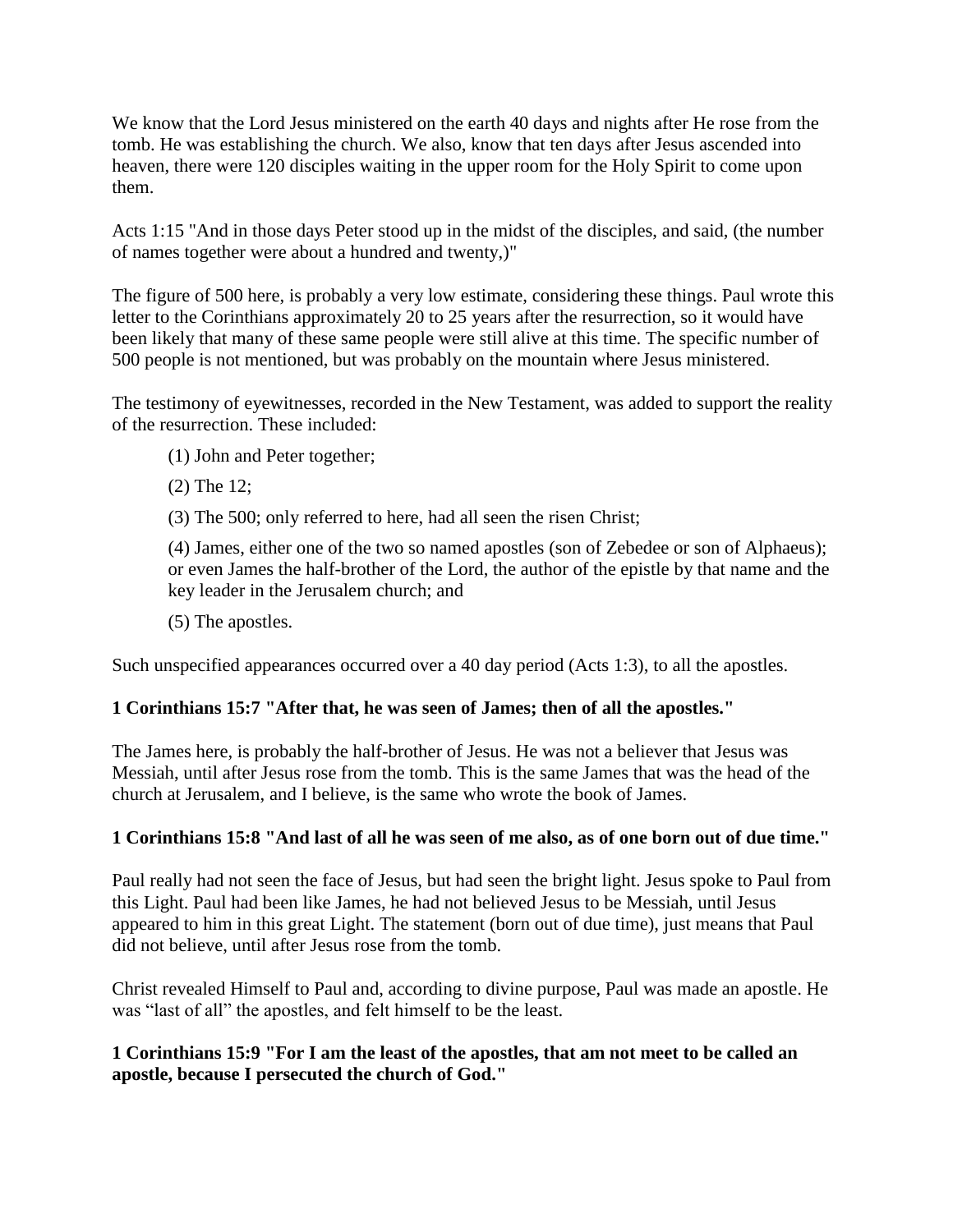We know that the Lord Jesus ministered on the earth 40 days and nights after He rose from the tomb. He was establishing the church. We also, know that ten days after Jesus ascended into heaven, there were 120 disciples waiting in the upper room for the Holy Spirit to come upon them.

Acts 1:15 "And in those days Peter stood up in the midst of the disciples, and said, (the number of names together were about a hundred and twenty,)"

The figure of 500 here, is probably a very low estimate, considering these things. Paul wrote this letter to the Corinthians approximately 20 to 25 years after the resurrection, so it would have been likely that many of these same people were still alive at this time. The specific number of 500 people is not mentioned, but was probably on the mountain where Jesus ministered.

The testimony of eyewitnesses, recorded in the New Testament, was added to support the reality of the resurrection. These included:

(1) John and Peter together;

(2) The 12;

(3) The 500; only referred to here, had all seen the risen Christ;

(4) James, either one of the two so named apostles (son of Zebedee or son of Alphaeus); or even James the half-brother of the Lord, the author of the epistle by that name and the key leader in the Jerusalem church; and

(5) The apostles.

Such unspecified appearances occurred over a 40 day period (Acts 1:3), to all the apostles.

**1 Corinthians 15:7 "After that, he was seen of James; then of all the apostles."**

The James here, is probably the half-brother of Jesus. He was not a believer that Jesus was Messiah, until after Jesus rose from the tomb. This is the same James that was the head of the church at Jerusalem, and I believe, is the same who wrote the book of James.

**1 Corinthians 15:8 "And last of all he was seen of me also, as of one born out of due time."**

Paul really had not seen the face of Jesus, but had seen the bright light. Jesus spoke to Paul from this Light. Paul had been like James, he had not believed Jesus to be Messiah, until Jesus appeared to him in this great Light. The statement (born out of due time), just means that Paul did not believe, until after Jesus rose from the tomb.

Christ revealed Himself to Paul and, according to divine purpose, Paul was made an apostle. He was "last of all" the apostles, and felt himself to be the least.

**1 Corinthians 15:9 "For I am the least of the apostles, that am not meet to be called an apostle, because I persecuted the church of God."**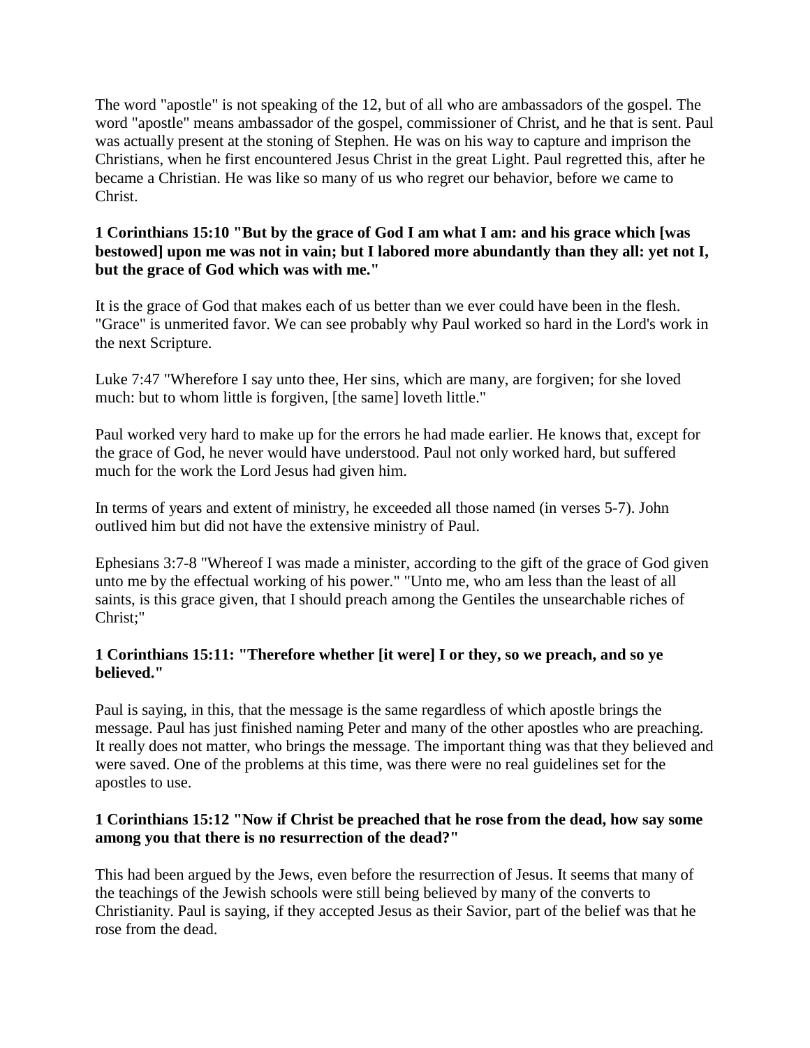The word "apostle" is not speaking of the 12, but of all who are ambassadors of the gospel. The word "apostle" means ambassador of the gospel, commissioner of Christ, and he that is sent. Paul was actually present at the stoning of Stephen. He was on his way to capture and imprison the Christians, when he first encountered Jesus Christ in the great Light. Paul regretted this, after he became a Christian. He was like so many of us who regret our behavior, before we came to Christ.

**1 Corinthians 15:10 "But by the grace of God I am what I am: and his grace which [was bestowed] upon me was not in vain; but I labored more abundantly than they all: yet not I, but the grace of God which was with me."**

It is the grace of God that makes each of us better than we ever could have been in the flesh. "Grace" is unmerited favor. We can see probably why Paul worked so hard in the Lord's work in the next Scripture.

Luke 7:47 "Wherefore I say unto thee, Her sins, which are many, are forgiven; for she loved much: but to whom little is forgiven, [the same] loveth little."

Paul worked very hard to make up for the errors he had made earlier. He knows that, except for the grace of God, he never would have understood. Paul not only worked hard, but suffered much for the work the Lord Jesus had given him.

In terms of years and extent of ministry, he exceeded all those named (in verses 5-7). John outlived him but did not have the extensive ministry of Paul.

Ephesians 3:7-8 "Whereof I was made a minister, according to the gift of the grace of God given unto me by the effectual working of his power." "Unto me, who am less than the least of all saints, is this grace given, that I should preach among the Gentiles the unsearchable riches of Christ;"

**1 Corinthians 15:11: "Therefore whether [it were] I or they, so we preach, and so ye believed."**

Paul is saying, in this, that the message is the same regardless of which apostle brings the message. Paul has just finished naming Peter and many of the other apostles who are preaching. It really does not matter, who brings the message. The important thing was that they believed and were saved. One of the problems at this time, was there were no real guidelines set for the apostles to use.

**1 Corinthians 15:12 "Now if Christ be preached that he rose from the dead, how say some among you that there is no resurrection of the dead?"**

This had been argued by the Jews, even before the resurrection of Jesus. It seems that many of the teachings of the Jewish schools were still being believed by many of the converts to Christianity. Paul is saying, if they accepted Jesus as their Savior, part of the belief was that he rose from the dead.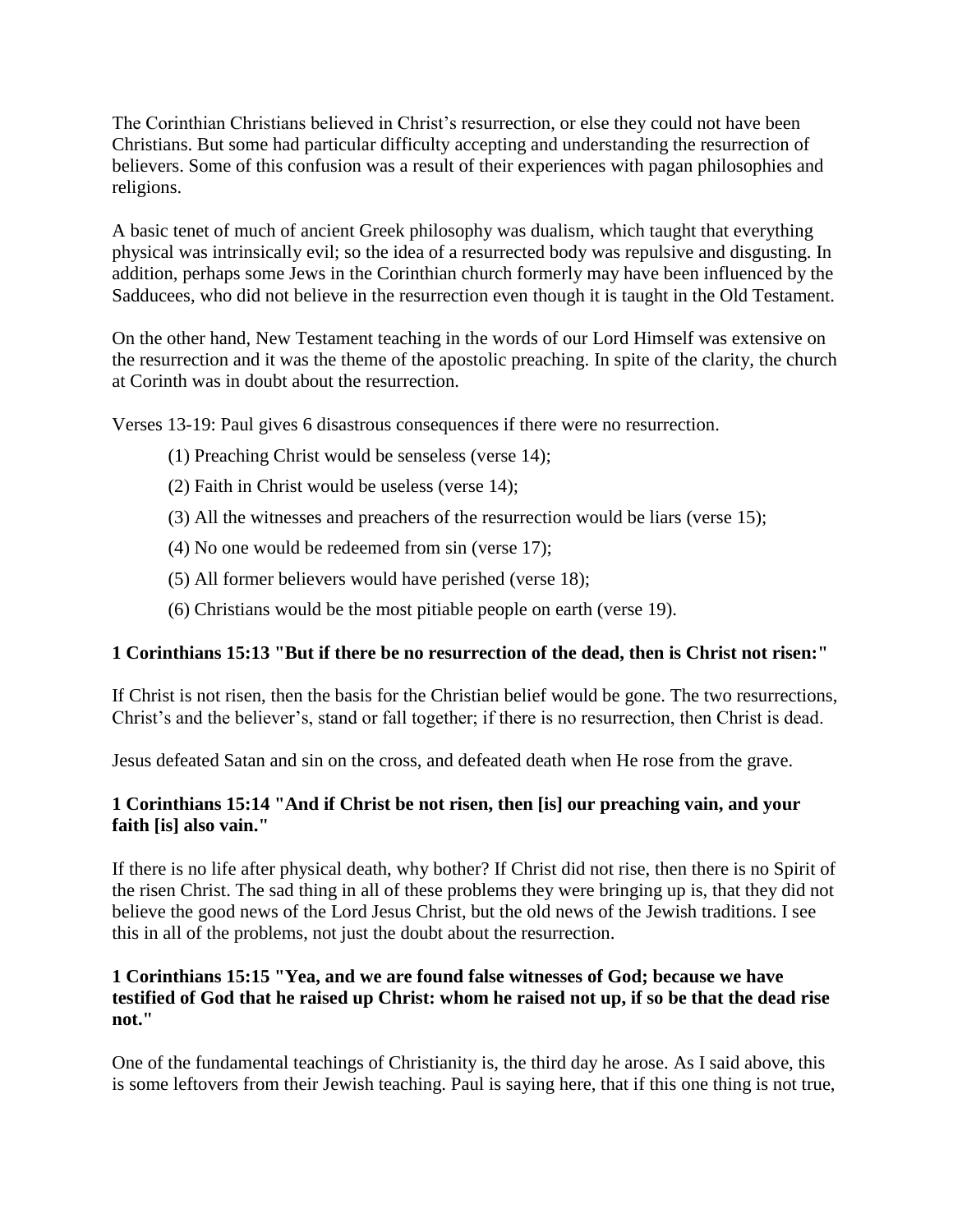The Corinthian Christians believed in Christ's resurrection, or else they could not have been Christians. But some had particular difficulty accepting and understanding the resurrection of believers. Some of this confusion was a result of their experiences with pagan philosophies and religions.

A basic tenet of much of ancient Greek philosophy was dualism, which taught that everything physical was intrinsically evil; so the idea of a resurrected body was repulsive and disgusting. In addition, perhaps some Jews in the Corinthian church formerly may have been influenced by the Sadducees, who did not believe in the resurrection even though it is taught in the Old Testament.

On the other hand, New Testament teaching in the words of our Lord Himself was extensive on the resurrection and it was the theme of the apostolic preaching. In spite of the clarity, the church at Corinth was in doubt about the resurrection.

Verses 13-19: Paul gives 6 disastrous consequences if there were no resurrection.

(1) Preaching Christ would be senseless (verse 14);

(2) Faith in Christ would be useless (verse 14);

(3) All the witnesses and preachers of the resurrection would be liars (verse 15);

(4) No one would be redeemed from sin (verse 17);

(5) All former believers would have perished (verse 18);

(6) Christians would be the most pitiable people on earth (verse 19).

**1 Corinthians 15:13 "But if there be no resurrection of the dead, then is Christ not risen:"**

If Christ is not risen, then the basis for the Christian belief would be gone. The two resurrections, Christ's and the believer's, stand or fall together; if there is no resurrection, then Christ is dead.

Jesus defeated Satan and sin on the cross, and defeated death when He rose from the grave.

**1 Corinthians 15:14 "And if Christ be not risen, then [is] our preaching vain, and your faith [is] also vain."**

If there is no life after physical death, why bother? If Christ did not rise, then there is no Spirit of the risen Christ. The sad thing in all of these problems they were bringing up is, that they did not believe the good news of the Lord Jesus Christ, but the old news of the Jewish traditions. I see this in all of the problems, not just the doubt about the resurrection.

**1 Corinthians 15:15 "Yea, and we are found false witnesses of God; because we have testified of God that he raised up Christ: whom he raised not up, if so be that the dead rise not."**

One of the fundamental teachings of Christianity is, the third day he arose. As I said above, this is some leftovers from their Jewish teaching. Paul is saying here, that if this one thing is not true,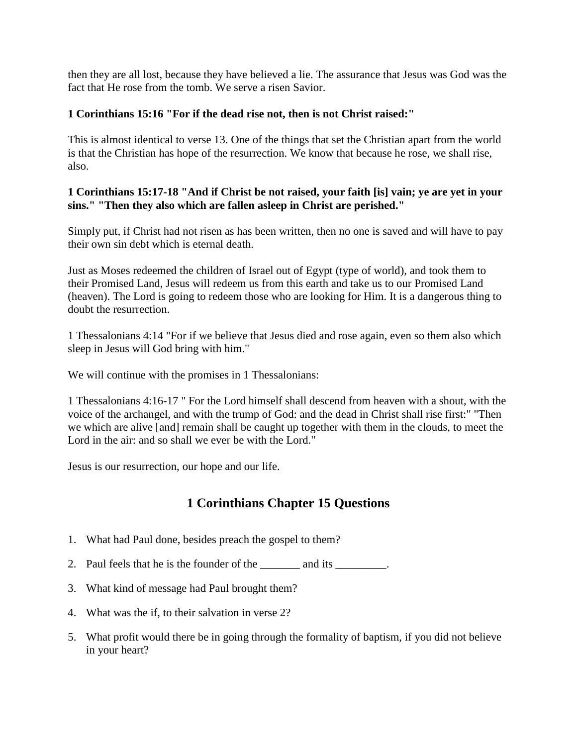then they are all lost, because they have believed a lie. The assurance that Jesus was God was the fact that He rose from the tomb. We serve a risen Savior.

**1 Corinthians 15:16 "For if the dead rise not, then is not Christ raised:"**

This is almost identical to verse 13. One of the things that set the Christian apart from the world is that the Christian has hope of the resurrection. We know that because he rose, we shall rise, also.

**1 Corinthians 15:17-18 "And if Christ be not raised, your faith [is] vain; ye are yet in your sins." "Then they also which are fallen asleep in Christ are perished."**

Simply put, if Christ had not risen as has been written, then no one is saved and will have to pay their own sin debt which is eternal death.

Just as Moses redeemed the children of Israel out of Egypt (type of world), and took them to their Promised Land, Jesus will redeem us from this earth and take us to our Promised Land (heaven). The Lord is going to redeem those who are looking for Him. It is a dangerous thing to doubt the resurrection.

1 Thessalonians 4:14 "For if we believe that Jesus died and rose again, even so them also which sleep in Jesus will God bring with him."

We will continue with the promises in 1 Thessalonians:

1 Thessalonians 4:16-17 " For the Lord himself shall descend from heaven with a shout, with the voice of the archangel, and with the trump of God: and the dead in Christ shall rise first:" "Then we which are alive [and] remain shall be caught up together with them in the clouds, to meet the Lord in the air: and so shall we ever be with the Lord."

Jesus is our resurrection, our hope and our life.

## 1 Corinthians Chapter 15 Questions

1. What had Paul done, besides preach the gospel to them?
2. Paul feels that he is the founder of the _______ and its _________.
3. What kind of message had Paul brought them?
4. What was the if, to their salvation in verse 2?
5. What profit would there be in going through the formality of baptism, if you did not believe in your heart?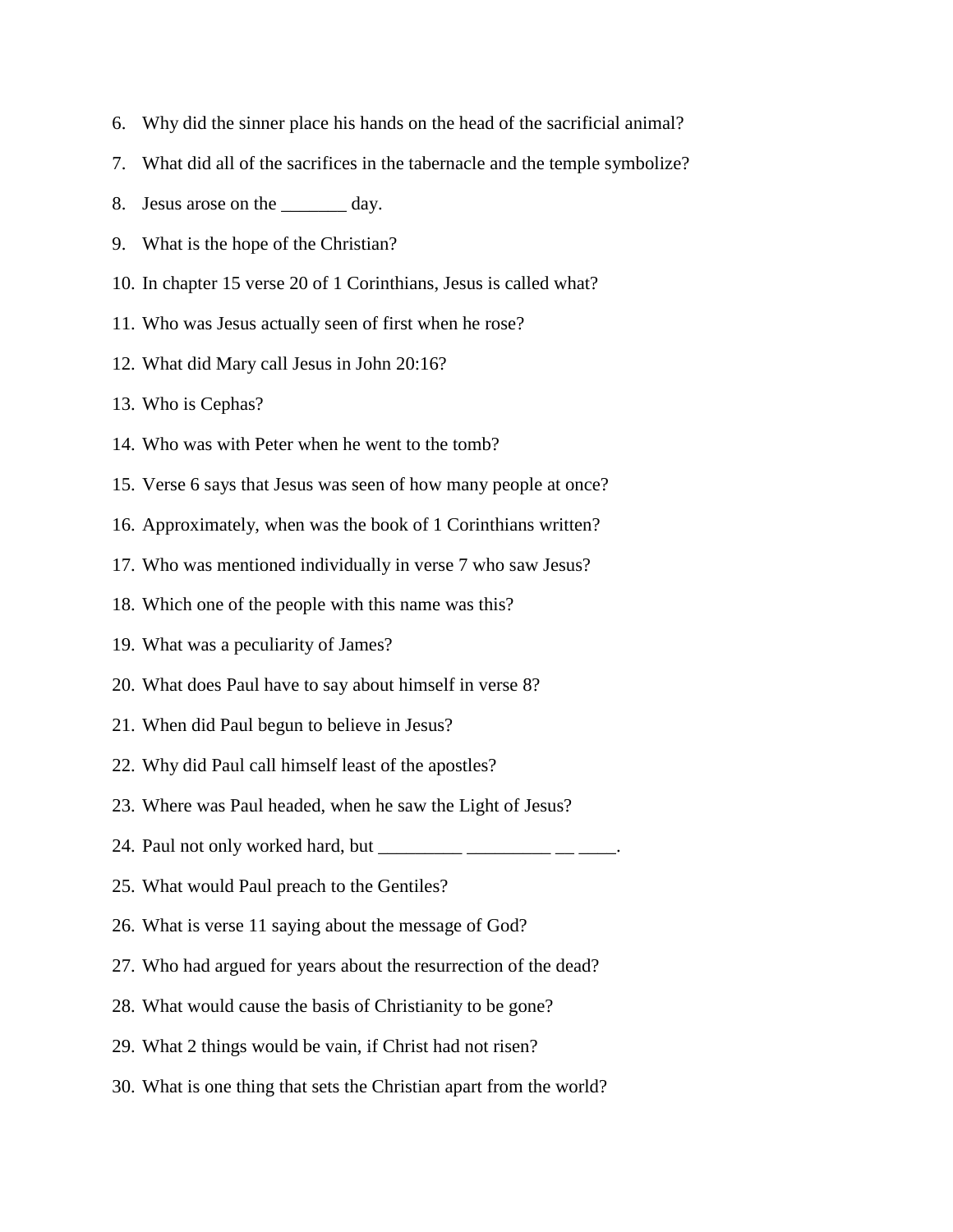6. Why did the sinner place his hands on the head of the sacrificial animal?
7. What did all of the sacrifices in the tabernacle and the temple symbolize?
8. Jesus arose on the _______ day.
9. What is the hope of the Christian?
10. In chapter 15 verse 20 of 1 Corinthians, Jesus is called what?
11. Who was Jesus actually seen of first when he rose?
12. What did Mary call Jesus in John 20:16?
13. Who is Cephas?
14. Who was with Peter when he went to the tomb?
15. Verse 6 says that Jesus was seen of how many people at once?
16. Approximately, when was the book of 1 Corinthians written?
17. Who was mentioned individually in verse 7 who saw Jesus?
18. Which one of the people with this name was this?
19. What was a peculiarity of James?
20. What does Paul have to say about himself in verse 8?
21. When did Paul begun to believe in Jesus?
22. Why did Paul call himself least of the apostles?
23. Where was Paul headed, when he saw the Light of Jesus?
24. Paul not only worked hard, but _________ _________ __ ____.
25. What would Paul preach to the Gentiles?
26. What is verse 11 saying about the message of God?
27. Who had argued for years about the resurrection of the dead?
28. What would cause the basis of Christianity to be gone?
29. What 2 things would be vain, if Christ had not risen?
30. What is one thing that sets the Christian apart from the world?